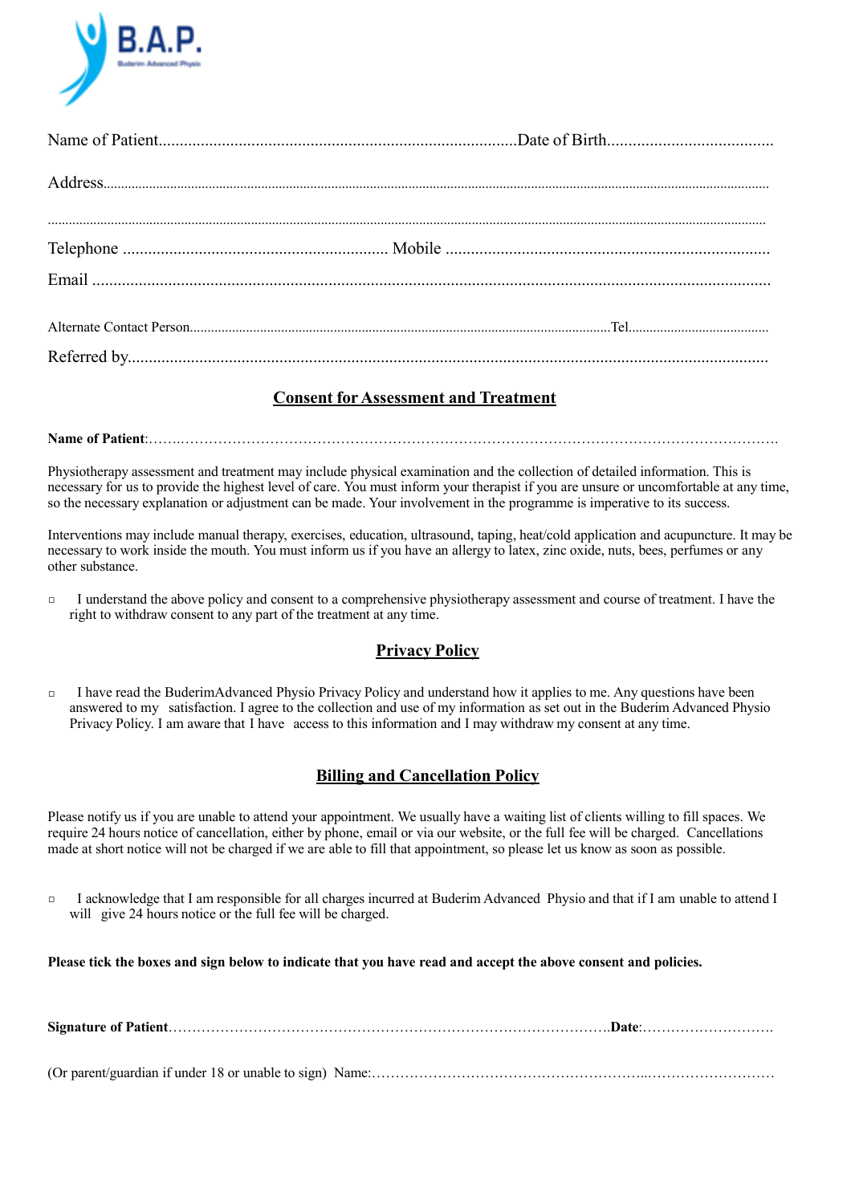B.A.P.

Buderim Advanced Physio

Name of Patient.......................................................................................Date of Birth.......................................

Address.........................................................................................................................................................................

.........................................................................................................................................................................

Telephone .............................................................. Mobile ............................................................................

Email .............................................................................................................................................................

Alternate Contact Person............................................................................................................................Tel.........................................

Referred by.....................................................................................................................................................

## Consent for Assessment and Treatment

**Name of Patient**:……..…………………………………………………………………………………………………………….

Physiotherapy assessment and treatment may include physical examination and the collection of detailed information. This is necessary for us to provide the highest level of care. You must inform your therapist if you are unsure or uncomfortable at any time, so the necessary explanation or adjustment can be made. Your involvement in the programme is imperative to its success.

Interventions may include manual therapy, exercises, education, ultrasound, taping, heat/cold application and acupuncture. It may be necessary to work inside the mouth. You must inform us if you have an allergy to latex, zinc oxide, nuts, bees, perfumes or any other substance.

- ☐ I understand the above policy and consent to a comprehensive physiotherapy assessment and course of treatment. I have the right to withdraw consent to any part of the treatment at any time.

## Privacy Policy

- ☐ I have read the BuderimAdvanced Physio Privacy Policy and understand how it applies to me. Any questions have been answered to my satisfaction. I agree to the collection and use of my information as set out in the Buderim Advanced Physio Privacy Policy. I am aware that I have access to this information and I may withdraw my consent at any time.

## Billing and Cancellation Policy

Please notify us if you are unable to attend your appointment. We usually have a waiting list of clients willing to fill spaces. We require 24 hours notice of cancellation, either by phone, email or via our website, or the full fee will be charged. Cancellations made at short notice will not be charged if we are able to fill that appointment, so please let us know as soon as possible.

- ☐ I acknowledge that I am responsible for all charges incurred at Buderim Advanced Physio and that if I am unable to attend I will give 24 hours notice or the full fee will be charged.

**Please tick the boxes and sign below to indicate that you have read and accept the above consent and policies.**

**Signature of Patient**……………………………………………………………………………………….**Date**:……………………….

(Or parent/guardian if under 18 or unable to sign) Name:…………………………………………………..………………………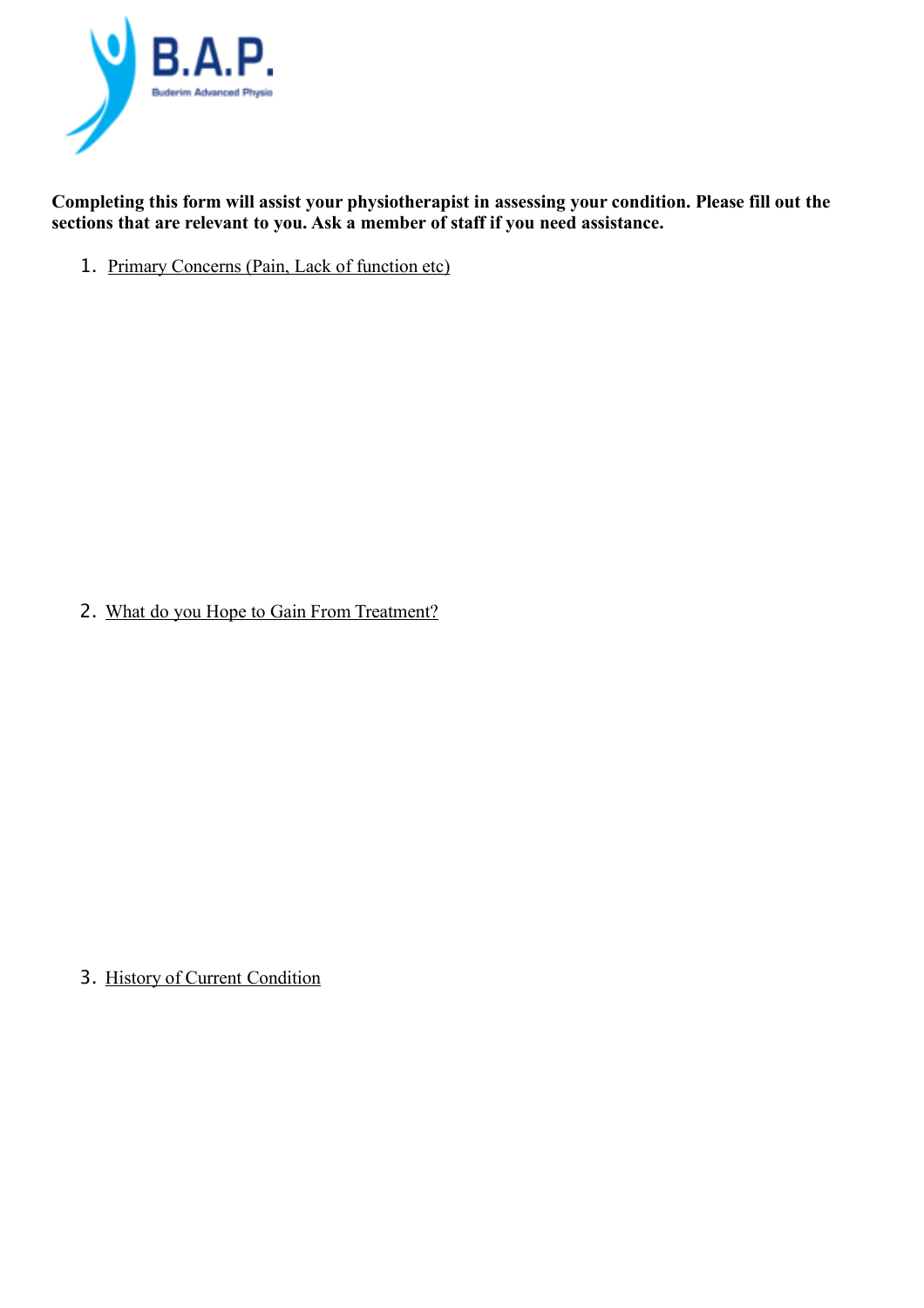B.A.P.
Buderim Advanced Physio

**Completing this form will assist your physiotherapist in assessing your condition. Please fill out the sections that are relevant to you. Ask a member of staff if you need assistance.**

1. Primary Concerns (Pain, Lack of function etc)

2. What do you Hope to Gain From Treatment?

3. History of Current Condition